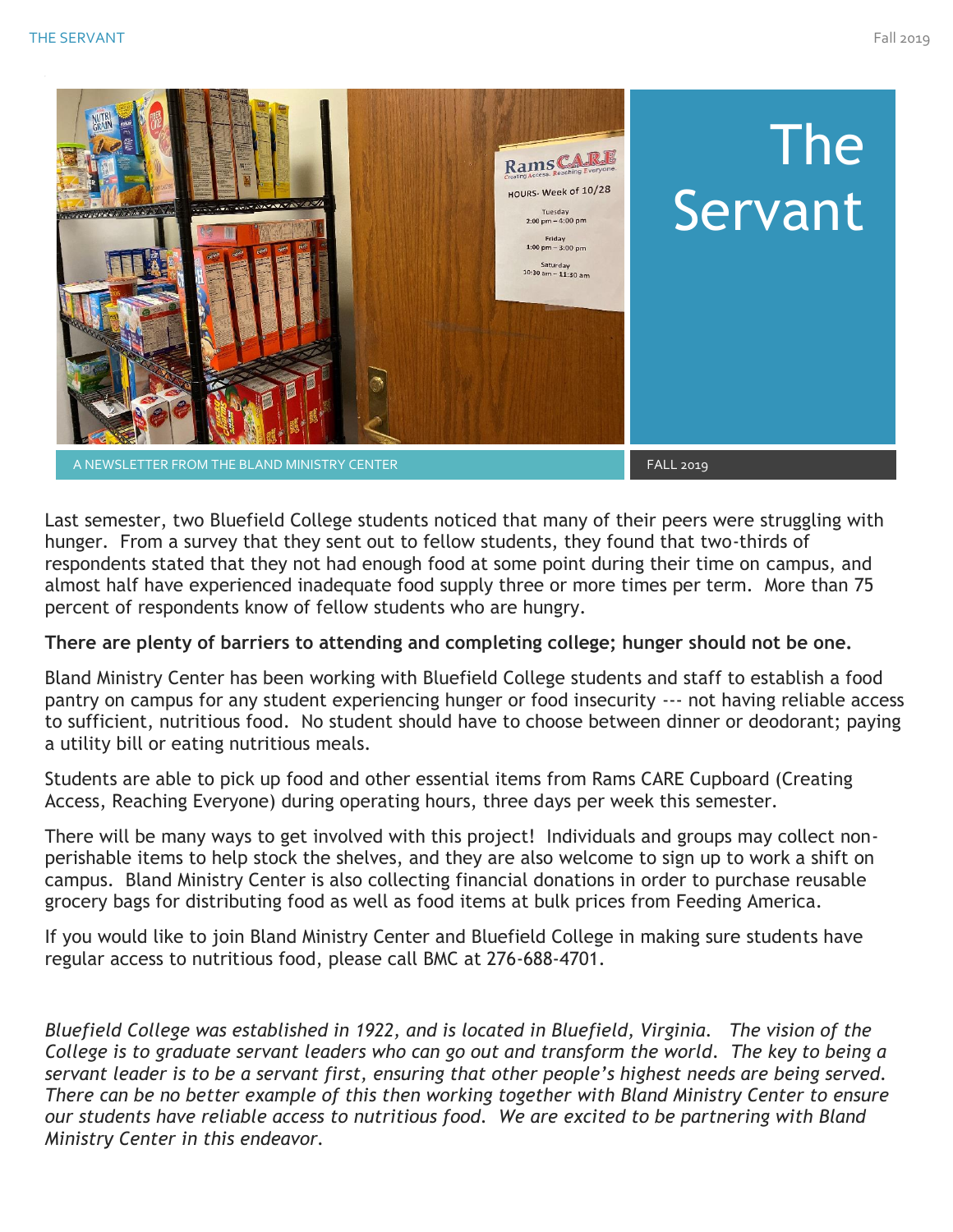# The Servant

A NEWSLETTER FROM THE BLAND MINISTRY CENTER

FALL 2019

Last semester, two Bluefield College students noticed that many of their peers were struggling with hunger. From a survey that they sent out to fellow students, they found that two-thirds of respondents stated that they not had enough food at some point during their time on campus, and almost half have experienced inadequate food supply three or more times per term. More than 75 percent of respondents know of fellow students who are hungry.

**There are plenty of barriers to attending and completing college; hunger should not be one.**

Bland Ministry Center has been working with Bluefield College students and staff to establish a food pantry on campus for any student experiencing hunger or food insecurity --- not having reliable access to sufficient, nutritious food. No student should have to choose between dinner or deodorant; paying a utility bill or eating nutritious meals.

Students are able to pick up food and other essential items from Rams CARE Cupboard (Creating Access, Reaching Everyone) during operating hours, three days per week this semester.

There will be many ways to get involved with this project! Individuals and groups may collect non-perishable items to help stock the shelves, and they are also welcome to sign up to work a shift on campus. Bland Ministry Center is also collecting financial donations in order to purchase reusable grocery bags for distributing food as well as food items at bulk prices from Feeding America.

If you would like to join Bland Ministry Center and Bluefield College in making sure students have regular access to nutritious food, please call BMC at 276-688-4701.

*Bluefield College was established in 1922, and is located in Bluefield, Virginia. The vision of the College is to graduate servant leaders who can go out and transform the world. The key to being a servant leader is to be a servant first, ensuring that other people's highest needs are being served. There can be no better example of this then working together with Bland Ministry Center to ensure our students have reliable access to nutritious food. We are excited to be partnering with Bland Ministry Center in this endeavor.*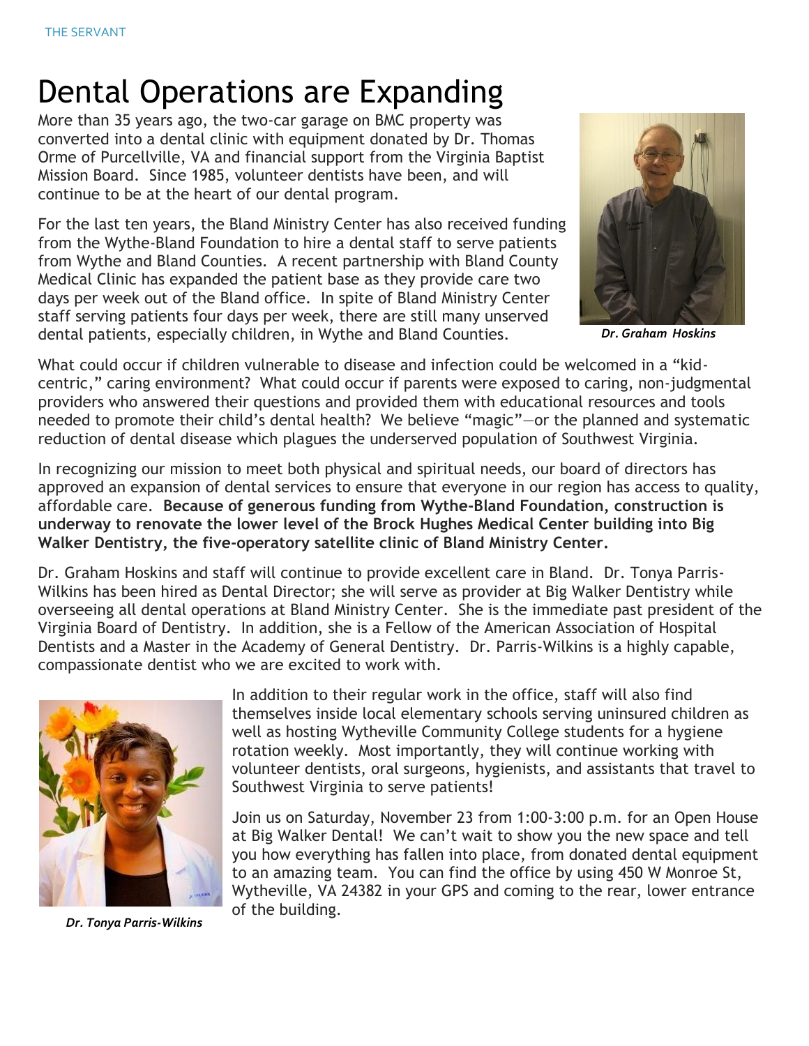# Dental Operations are Expanding

More than 35 years ago, the two-car garage on BMC property was converted into a dental clinic with equipment donated by Dr. Thomas Orme of Purcellville, VA and financial support from the Virginia Baptist Mission Board. Since 1985, volunteer dentists have been, and will continue to be at the heart of our dental program.

For the last ten years, the Bland Ministry Center has also received funding from the Wythe-Bland Foundation to hire a dental staff to serve patients from Wythe and Bland Counties. A recent partnership with Bland County Medical Clinic has expanded the patient base as they provide care two days per week out of the Bland office. In spite of Bland Ministry Center staff serving patients four days per week, there are still many unserved dental patients, especially children, in Wythe and Bland Counties.

***Dr. Graham Hoskins***

What could occur if children vulnerable to disease and infection could be welcomed in a "kid-centric," caring environment? What could occur if parents were exposed to caring, non-judgmental providers who answered their questions and provided them with educational resources and tools needed to promote their child's dental health? We believe "magic"—or the planned and systematic reduction of dental disease which plagues the underserved population of Southwest Virginia.

In recognizing our mission to meet both physical and spiritual needs, our board of directors has approved an expansion of dental services to ensure that everyone in our region has access to quality, affordable care. **Because of generous funding from Wythe-Bland Foundation, construction is underway to renovate the lower level of the Brock Hughes Medical Center building into Big Walker Dentistry, the five-operatory satellite clinic of Bland Ministry Center.**

Dr. Graham Hoskins and staff will continue to provide excellent care in Bland. Dr. Tonya Parris-Wilkins has been hired as Dental Director; she will serve as provider at Big Walker Dentistry while overseeing all dental operations at Bland Ministry Center. She is the immediate past president of the Virginia Board of Dentistry. In addition, she is a Fellow of the American Association of Hospital Dentists and a Master in the Academy of General Dentistry. Dr. Parris-Wilkins is a highly capable, compassionate dentist who we are excited to work with.

In addition to their regular work in the office, staff will also find themselves inside local elementary schools serving uninsured children as well as hosting Wytheville Community College students for a hygiene rotation weekly. Most importantly, they will continue working with volunteer dentists, oral surgeons, hygienists, and assistants that travel to Southwest Virginia to serve patients!

Join us on Saturday, November 23 from 1:00-3:00 p.m. for an Open House at Big Walker Dental! We can't wait to show you the new space and tell you how everything has fallen into place, from donated dental equipment to an amazing team. You can find the office by using 450 W Monroe St, Wytheville, VA 24382 in your GPS and coming to the rear, lower entrance of the building.

***Dr. Tonya Parris-Wilkins***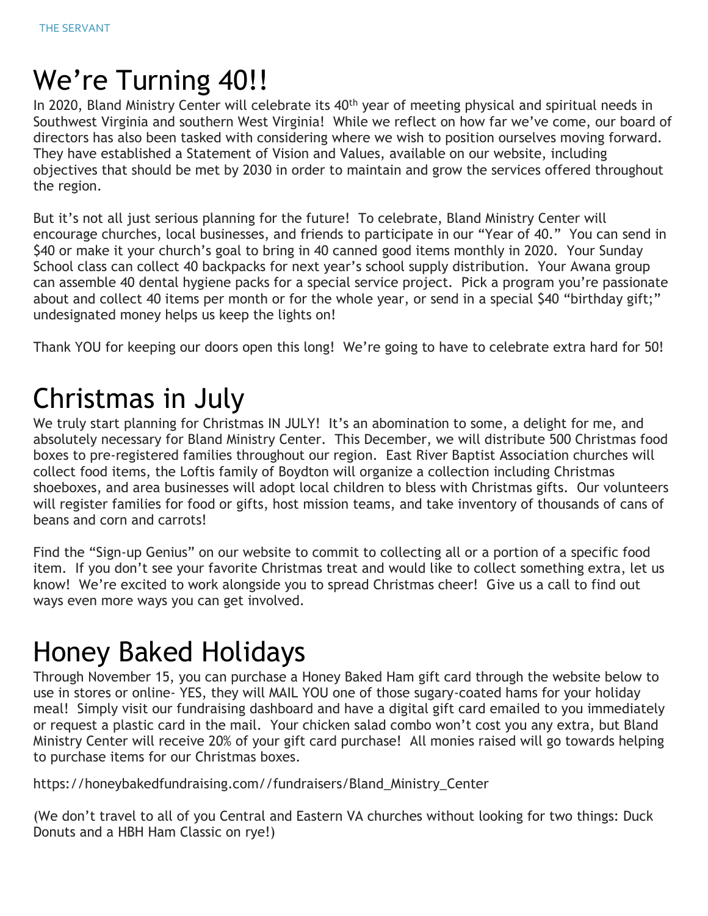# We're Turning 40!!

In 2020, Bland Ministry Center will celebrate its 40th year of meeting physical and spiritual needs in Southwest Virginia and southern West Virginia! While we reflect on how far we've come, our board of directors has also been tasked with considering where we wish to position ourselves moving forward. They have established a Statement of Vision and Values, available on our website, including objectives that should be met by 2030 in order to maintain and grow the services offered throughout the region.

But it's not all just serious planning for the future! To celebrate, Bland Ministry Center will encourage churches, local businesses, and friends to participate in our "Year of 40." You can send in $40 or make it your church's goal to bring in 40 canned good items monthly in 2020. Your Sunday School class can collect 40 backpacks for next year's school supply distribution. Your Awana group can assemble 40 dental hygiene packs for a special service project. Pick a program you're passionate about and collect 40 items per month or for the whole year, or send in a special $40 "birthday gift;" undesignated money helps us keep the lights on!

Thank YOU for keeping our doors open this long! We're going to have to celebrate extra hard for 50!

# Christmas in July

We truly start planning for Christmas IN JULY! It's an abomination to some, a delight for me, and absolutely necessary for Bland Ministry Center. This December, we will distribute 500 Christmas food boxes to pre-registered families throughout our region. East River Baptist Association churches will collect food items, the Loftis family of Boydton will organize a collection including Christmas shoeboxes, and area businesses will adopt local children to bless with Christmas gifts. Our volunteers will register families for food or gifts, host mission teams, and take inventory of thousands of cans of beans and corn and carrots!

Find the "Sign-up Genius" on our website to commit to collecting all or a portion of a specific food item. If you don't see your favorite Christmas treat and would like to collect something extra, let us know! We're excited to work alongside you to spread Christmas cheer! Give us a call to find out ways even more ways you can get involved.

# Honey Baked Holidays

Through November 15, you can purchase a Honey Baked Ham gift card through the website below to use in stores or online- YES, they will MAIL YOU one of those sugary-coated hams for your holiday meal! Simply visit our fundraising dashboard and have a digital gift card emailed to you immediately or request a plastic card in the mail. Your chicken salad combo won't cost you any extra, but Bland Ministry Center will receive 20% of your gift card purchase! All monies raised will go towards helping to purchase items for our Christmas boxes.

https://honeybakedfundraising.com//fundraisers/Bland_Ministry_Center

(We don't travel to all of you Central and Eastern VA churches without looking for two things: Duck Donuts and a HBH Ham Classic on rye!)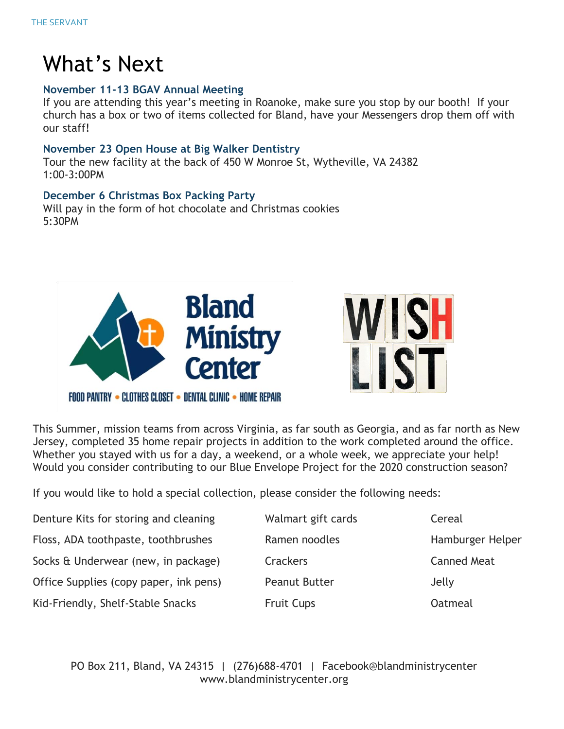# What's Next

### November 11-13 BGAV Annual Meeting

If you are attending this year's meeting in Roanoke, make sure you stop by our booth! If your church has a box or two of items collected for Bland, have your Messengers drop them off with our staff!

### November 23 Open House at Big Walker Dentistry

Tour the new facility at the back of 450 W Monroe St, Wytheville, VA 24382
1:00-3:00PM

### December 6 Christmas Box Packing Party

Will pay in the form of hot chocolate and Christmas cookies
5:30PM

Bland Ministry Center

FOOD PANTRY • CLOTHES CLOSET • DENTAL CLINIC • HOME REPAIR

WISH LIST

This Summer, mission teams from across Virginia, as far south as Georgia, and as far north as New Jersey, completed 35 home repair projects in addition to the work completed around the office. Whether you stayed with us for a day, a weekend, or a whole week, we appreciate your help! Would you consider contributing to our Blue Envelope Project for the 2020 construction season?

If you would like to hold a special collection, please consider the following needs:

| | | |
|---|---|---|
| Denture Kits for storing and cleaning | Walmart gift cards | Cereal |
| Floss, ADA toothpaste, toothbrushes | Ramen noodles | Hamburger Helper |
| Socks & Underwear (new, in package) | Crackers | Canned Meat |
| Office Supplies (copy paper, ink pens) | Peanut Butter | Jelly |
| Kid-Friendly, Shelf-Stable Snacks | Fruit Cups | Oatmeal |

PO Box 211, Bland, VA 24315 | (276)688-4701 | Facebook@blandministrycenter
www.blandministrycenter.org